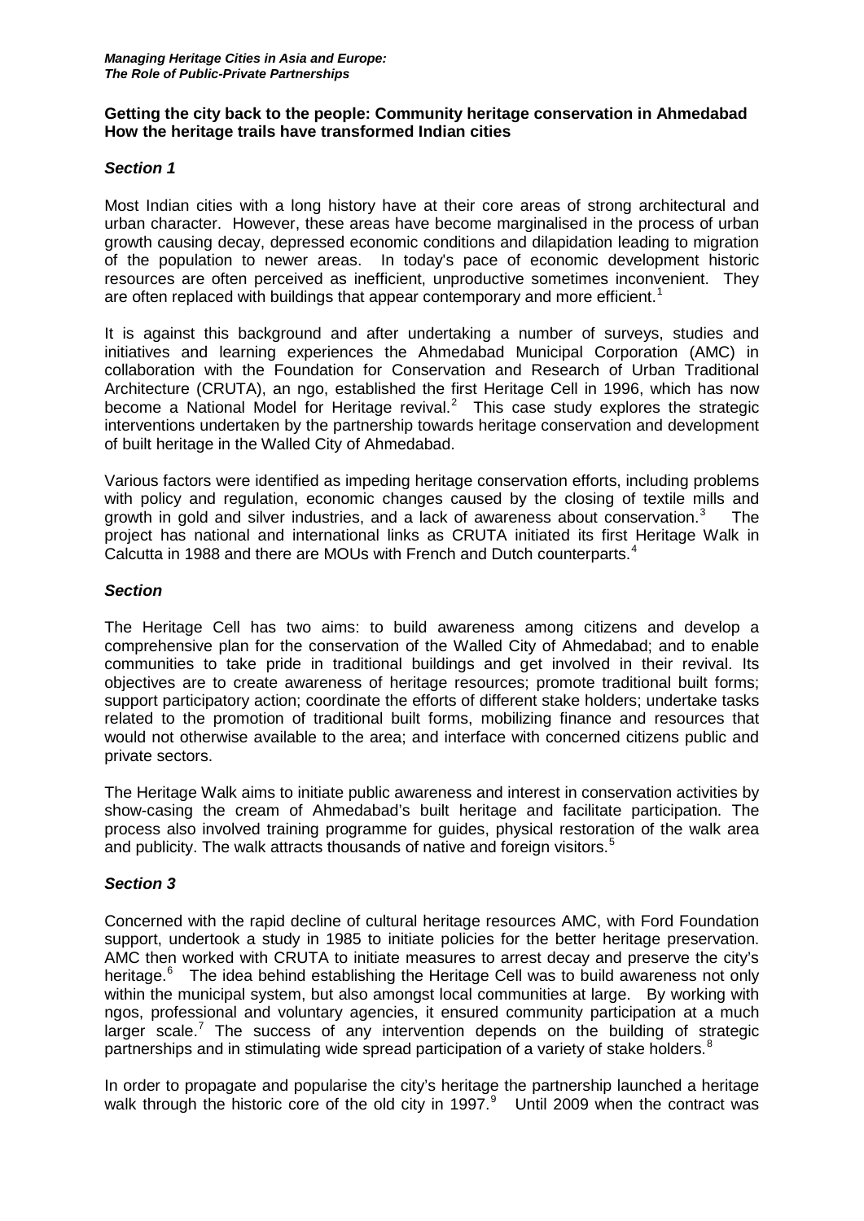**Getting the city back to the people: Community heritage conservation in Ahmedabad**
**How the heritage trails have transformed Indian cities**

### *Section 1*

Most Indian cities with a long history have at their core areas of strong architectural and urban character. However, these areas have become marginalised in the process of urban growth causing decay, depressed economic conditions and dilapidation leading to migration of the population to newer areas. In today's pace of economic development historic resources are often perceived as inefficient, unproductive sometimes inconvenient. They are often replaced with buildings that appear contemporary and more efficient.[1]

It is against this background and after undertaking a number of surveys, studies and initiatives and learning experiences the Ahmedabad Municipal Corporation (AMC) in collaboration with the Foundation for Conservation and Research of Urban Traditional Architecture (CRUTA), an ngo, established the first Heritage Cell in 1996, which has now become a National Model for Heritage revival.[2] This case study explores the strategic interventions undertaken by the partnership towards heritage conservation and development of built heritage in the Walled City of Ahmedabad.

Various factors were identified as impeding heritage conservation efforts, including problems with policy and regulation, economic changes caused by the closing of textile mills and growth in gold and silver industries, and a lack of awareness about conservation.[3] The project has national and international links as CRUTA initiated its first Heritage Walk in Calcutta in 1988 and there are MOUs with French and Dutch counterparts.[4]

### *Section*

The Heritage Cell has two aims: to build awareness among citizens and develop a comprehensive plan for the conservation of the Walled City of Ahmedabad; and to enable communities to take pride in traditional buildings and get involved in their revival. Its objectives are to create awareness of heritage resources; promote traditional built forms; support participatory action; coordinate the efforts of different stake holders; undertake tasks related to the promotion of traditional built forms, mobilizing finance and resources that would not otherwise available to the area; and interface with concerned citizens public and private sectors.

The Heritage Walk aims to initiate public awareness and interest in conservation activities by show-casing the cream of Ahmedabad's built heritage and facilitate participation. The process also involved training programme for guides, physical restoration of the walk area and publicity. The walk attracts thousands of native and foreign visitors.[5]

### *Section 3*

Concerned with the rapid decline of cultural heritage resources AMC, with Ford Foundation support, undertook a study in 1985 to initiate policies for the better heritage preservation. AMC then worked with CRUTA to initiate measures to arrest decay and preserve the city's heritage.[6] The idea behind establishing the Heritage Cell was to build awareness not only within the municipal system, but also amongst local communities at large. By working with ngos, professional and voluntary agencies, it ensured community participation at a much larger scale.[7] The success of any intervention depends on the building of strategic partnerships and in stimulating wide spread participation of a variety of stake holders.[8]

In order to propagate and popularise the city's heritage the partnership launched a heritage walk through the historic core of the old city in 1997.[9] Until 2009 when the contract was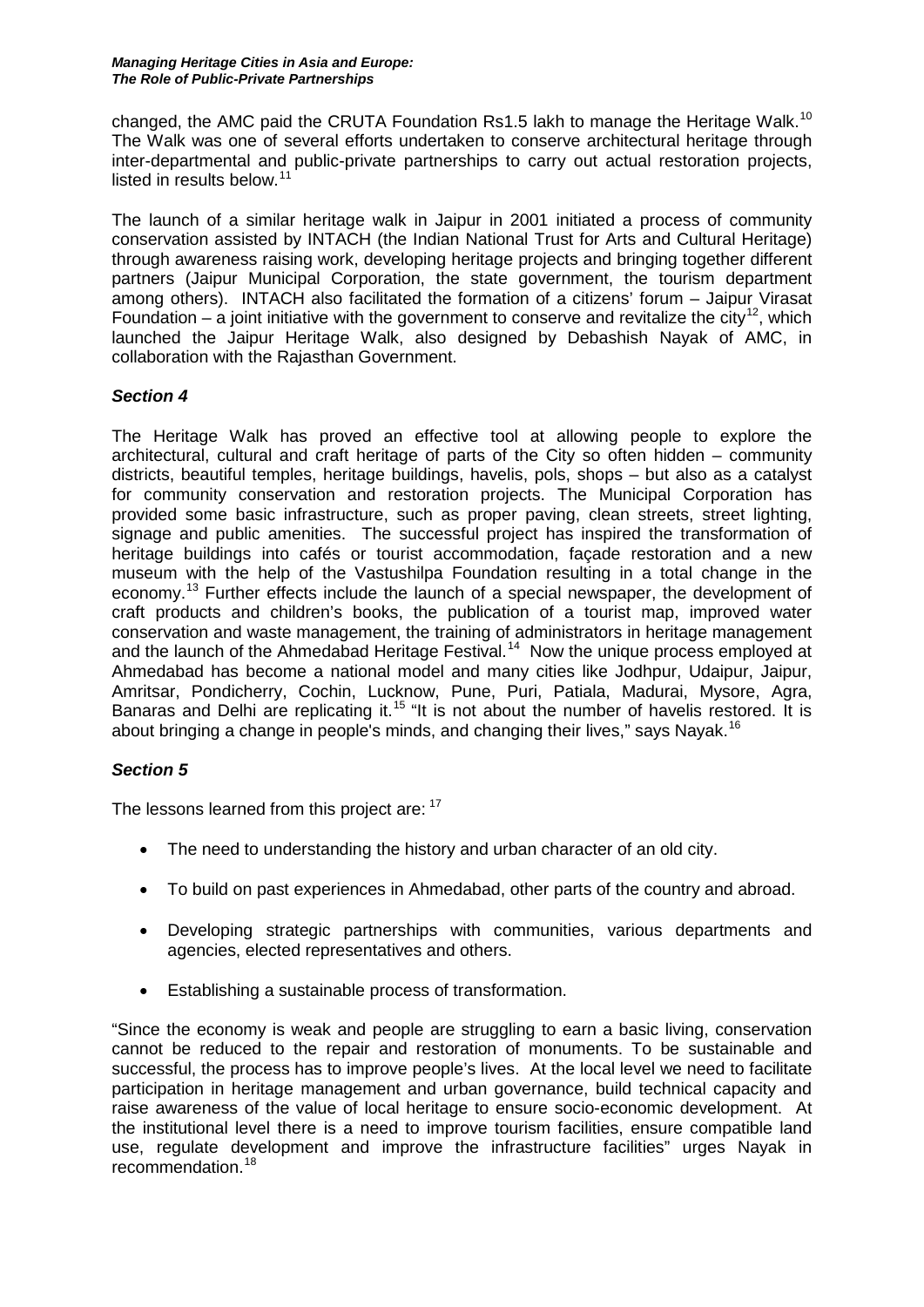changed, the AMC paid the CRUTA Foundation Rs1.5 lakh to manage the Heritage Walk.[10] The Walk was one of several efforts undertaken to conserve architectural heritage through inter-departmental and public-private partnerships to carry out actual restoration projects, listed in results below.[11]

The launch of a similar heritage walk in Jaipur in 2001 initiated a process of community conservation assisted by INTACH (the Indian National Trust for Arts and Cultural Heritage) through awareness raising work, developing heritage projects and bringing together different partners (Jaipur Municipal Corporation, the state government, the tourism department among others). INTACH also facilitated the formation of a citizens' forum – Jaipur Virasat Foundation – a joint initiative with the government to conserve and revitalize the city[12], which launched the Jaipur Heritage Walk, also designed by Debashish Nayak of AMC, in collaboration with the Rajasthan Government.

### *Section 4*

The Heritage Walk has proved an effective tool at allowing people to explore the architectural, cultural and craft heritage of parts of the City so often hidden – community districts, beautiful temples, heritage buildings, havelis, pols, shops – but also as a catalyst for community conservation and restoration projects. The Municipal Corporation has provided some basic infrastructure, such as proper paving, clean streets, street lighting, signage and public amenities. The successful project has inspired the transformation of heritage buildings into cafés or tourist accommodation, façade restoration and a new museum with the help of the Vastushilpa Foundation resulting in a total change in the economy.[13] Further effects include the launch of a special newspaper, the development of craft products and children's books, the publication of a tourist map, improved water conservation and waste management, the training of administrators in heritage management and the launch of the Ahmedabad Heritage Festival.[14] Now the unique process employed at Ahmedabad has become a national model and many cities like Jodhpur, Udaipur, Jaipur, Amritsar, Pondicherry, Cochin, Lucknow, Pune, Puri, Patiala, Madurai, Mysore, Agra, Banaras and Delhi are replicating it.[15] "It is not about the number of havelis restored. It is about bringing a change in people's minds, and changing their lives," says Nayak.[16]

### *Section 5*

The lessons learned from this project are: [17]

- The need to understanding the history and urban character of an old city.
- To build on past experiences in Ahmedabad, other parts of the country and abroad.
- Developing strategic partnerships with communities, various departments and agencies, elected representatives and others.
- Establishing a sustainable process of transformation.

"Since the economy is weak and people are struggling to earn a basic living, conservation cannot be reduced to the repair and restoration of monuments. To be sustainable and successful, the process has to improve people's lives. At the local level we need to facilitate participation in heritage management and urban governance, build technical capacity and raise awareness of the value of local heritage to ensure socio-economic development. At the institutional level there is a need to improve tourism facilities, ensure compatible land use, regulate development and improve the infrastructure facilities" urges Nayak in recommendation.[18]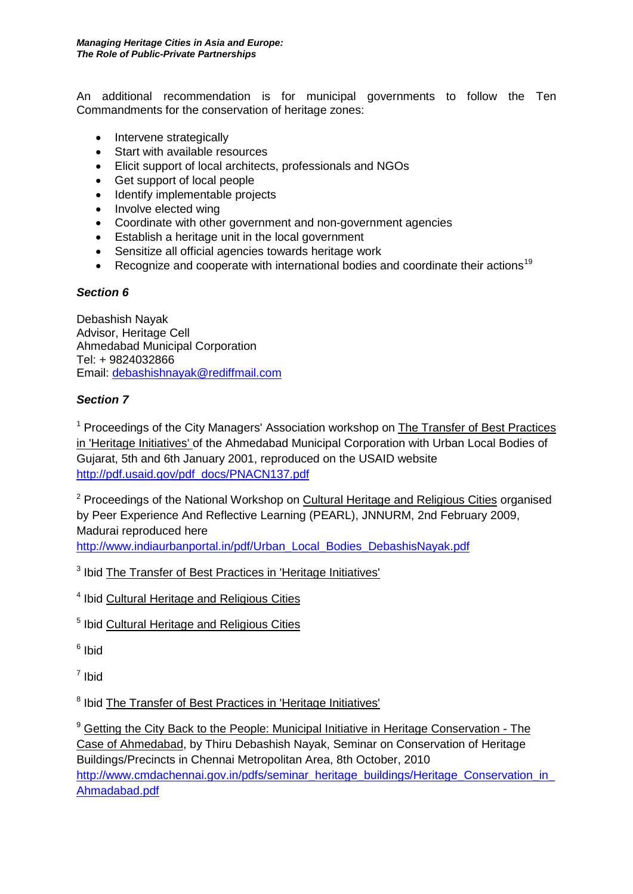An additional recommendation is for municipal governments to follow the Ten Commandments for the conservation of heritage zones:

- Intervene strategically
- Start with available resources
- Elicit support of local architects, professionals and NGOs
- Get support of local people
- Identify implementable projects
- Involve elected wing
- Coordinate with other government and non-government agencies
- Establish a heritage unit in the local government
- Sensitize all official agencies towards heritage work
- Recognize and cooperate with international bodies and coordinate their actions[19]

***Section 6***

Debashish Nayak
Advisor, Heritage Cell
Ahmedabad Municipal Corporation
Tel: + 9824032866
Email: debashishnayak@rediffmail.com

***Section 7***

[1] Proceedings of the City Managers' Association workshop on The Transfer of Best Practices in 'Heritage Initiatives' of the Ahmedabad Municipal Corporation with Urban Local Bodies of Gujarat, 5th and 6th January 2001, reproduced on the USAID website http://pdf.usaid.gov/pdf_docs/PNACN137.pdf

[2] Proceedings of the National Workshop on Cultural Heritage and Religious Cities organised by Peer Experience And Reflective Learning (PEARL), JNNURM, 2nd February 2009, Madurai reproduced here http://www.indiaurbanportal.in/pdf/Urban_Local_Bodies_DebashisNayak.pdf

[3] Ibid The Transfer of Best Practices in 'Heritage Initiatives'

[4] Ibid Cultural Heritage and Religious Cities

[5] Ibid Cultural Heritage and Religious Cities

[6] Ibid

[7] Ibid

[8] Ibid The Transfer of Best Practices in 'Heritage Initiatives'

[9] Getting the City Back to the People: Municipal Initiative in Heritage Conservation - The Case of Ahmedabad, by Thiru Debashish Nayak, Seminar on Conservation of Heritage Buildings/Precincts in Chennai Metropolitan Area, 8th October, 2010 http://www.cmdachennai.gov.in/pdfs/seminar_heritage_buildings/Heritage_Conservation_in_Ahmadabad.pdf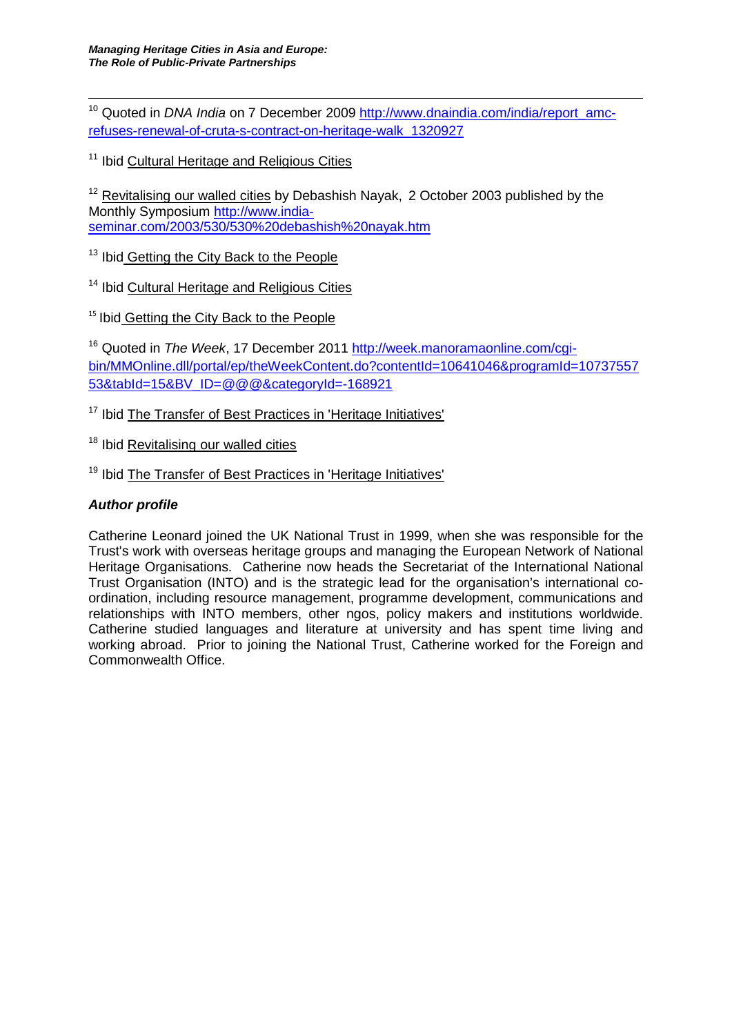[10] Quoted in *DNA India* on 7 December 2009 http://www.dnaindia.com/india/report_amc-refuses-renewal-of-cruta-s-contract-on-heritage-walk_1320927

[11] Ibid Cultural Heritage and Religious Cities

[12] Revitalising our walled cities by Debashish Nayak, 2 October 2003 published by the Monthly Symposium http://www.india-seminar.com/2003/530/530%20debashish%20nayak.htm

[13] Ibid Getting the City Back to the People

[14] Ibid Cultural Heritage and Religious Cities

[15] Ibid Getting the City Back to the People

[16] Quoted in *The Week*, 17 December 2011 http://week.manoramaonline.com/cgi-bin/MMOnline.dll/portal/ep/theWeekContent.do?contentId=10641046&programId=1073755753&tabId=15&BV_ID=@@@&categoryId=-168921

[17] Ibid The Transfer of Best Practices in 'Heritage Initiatives'

[18] Ibid Revitalising our walled cities

[19] Ibid The Transfer of Best Practices in 'Heritage Initiatives'

***Author profile***

Catherine Leonard joined the UK National Trust in 1999, when she was responsible for the Trust's work with overseas heritage groups and managing the European Network of National Heritage Organisations. Catherine now heads the Secretariat of the International National Trust Organisation (INTO) and is the strategic lead for the organisation's international co-ordination, including resource management, programme development, communications and relationships with INTO members, other ngos, policy makers and institutions worldwide. Catherine studied languages and literature at university and has spent time living and working abroad. Prior to joining the National Trust, Catherine worked for the Foreign and Commonwealth Office.